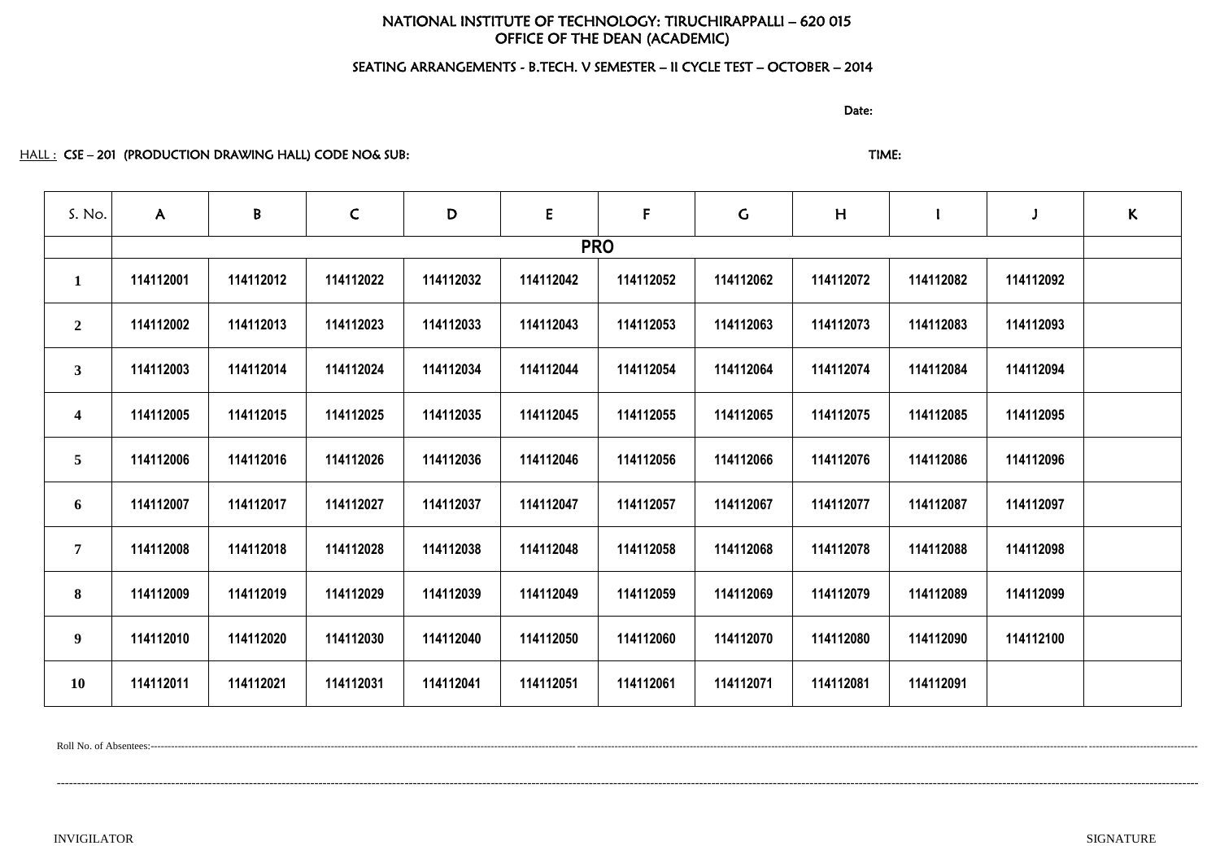NATIONAL INSTITUTE OF TECHNOLOGY: TIRUCHIRAPPALLI – 620 015
OFFICE OF THE DEAN (ACADEMIC)

SEATING ARRANGEMENTS - B.TECH. V SEMESTER – II CYCLE TEST – OCTOBER – 2014

Date:

HALL : CSE – 201 (PRODUCTION DRAWING HALL) CODE NO& SUB: TIME:

| S. No. | A | B | C | D | E | F | G | H | I | J | K |
|---|---|---|---|---|---|---|---|---|---|---|---|
| | PRO | | | | | | | | | | |
| 1 | 114112001 | 114112012 | 114112022 | 114112032 | 114112042 | 114112052 | 114112062 | 114112072 | 114112082 | 114112092 | |
| 2 | 114112002 | 114112013 | 114112023 | 114112033 | 114112043 | 114112053 | 114112063 | 114112073 | 114112083 | 114112093 | |
| 3 | 114112003 | 114112014 | 114112024 | 114112034 | 114112044 | 114112054 | 114112064 | 114112074 | 114112084 | 114112094 | |
| 4 | 114112005 | 114112015 | 114112025 | 114112035 | 114112045 | 114112055 | 114112065 | 114112075 | 114112085 | 114112095 | |
| 5 | 114112006 | 114112016 | 114112026 | 114112036 | 114112046 | 114112056 | 114112066 | 114112076 | 114112086 | 114112096 | |
| 6 | 114112007 | 114112017 | 114112027 | 114112037 | 114112047 | 114112057 | 114112067 | 114112077 | 114112087 | 114112097 | |
| 7 | 114112008 | 114112018 | 114112028 | 114112038 | 114112048 | 114112058 | 114112068 | 114112078 | 114112088 | 114112098 | |
| 8 | 114112009 | 114112019 | 114112029 | 114112039 | 114112049 | 114112059 | 114112069 | 114112079 | 114112089 | 114112099 | |
| 9 | 114112010 | 114112020 | 114112030 | 114112040 | 114112050 | 114112060 | 114112070 | 114112080 | 114112090 | 114112100 | |
| 10 | 114112011 | 114112021 | 114112031 | 114112041 | 114112051 | 114112061 | 114112071 | 114112081 | 114112091 | | |

Roll No. of Absentees:-----------------------------------------------------------------------------------------------------------------------------------------------------------------------------------------------------------------------------------------------------------------------------------------

-----------------------------------------------------------------------------------------------------------------------------------------------------------------------------------------------------------------------------------------------------------------------------------------------

INVIGILATOR SIGNATURE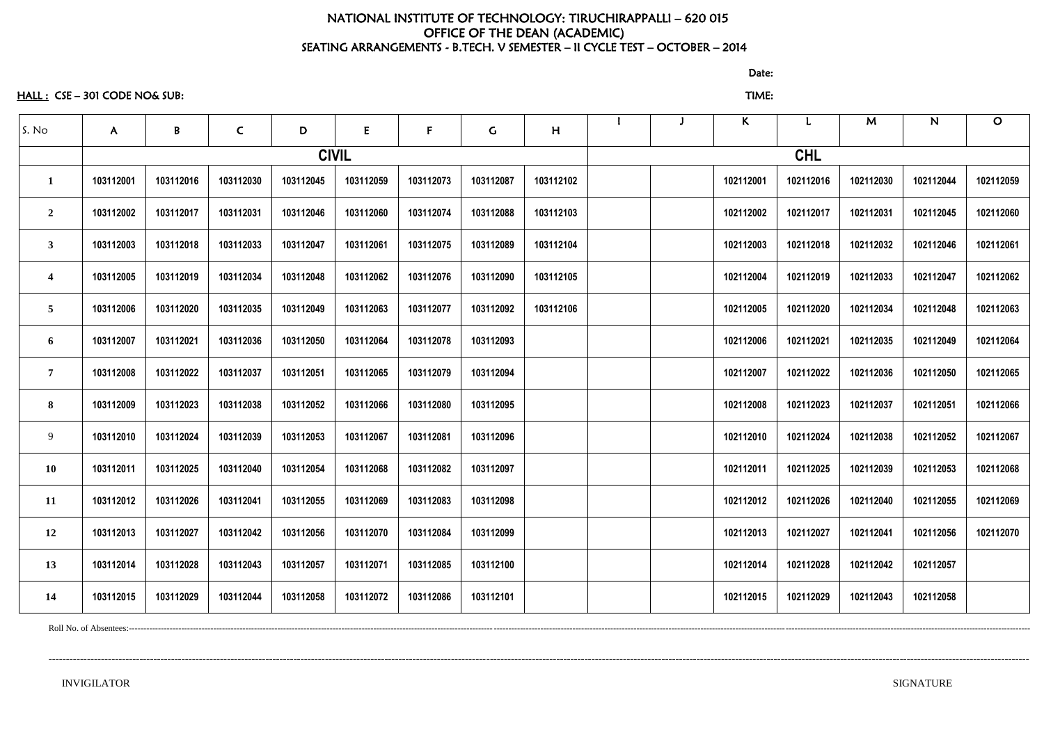# NATIONAL INSTITUTE OF TECHNOLOGY: TIRUCHIRAPPALLI – 620 015
## OFFICE OF THE DEAN (ACADEMIC)
### SEATING ARRANGEMENTS - B.TECH. V SEMESTER – II CYCLE TEST – OCTOBER – 2014

Date:

HALL : CSE – 301 CODE NO& SUB: TIME:

| S. No | A | B | C | D | E | F | G | H | I | J | K | L | M | N | O |
|---|---|---|---|---|---|---|---|---|---|---|---|---|---|---|---|
| | CIVIL | | | | | | | | | | CHL | | | | |
| 1 | 103112001 | 103112016 | 103112030 | 103112045 | 103112059 | 103112073 | 103112087 | 103112102 | | | 102112001 | 102112016 | 102112030 | 102112044 | 102112059 |
| 2 | 103112002 | 103112017 | 103112031 | 103112046 | 103112060 | 103112074 | 103112088 | 103112103 | | | 102112002 | 102112017 | 102112031 | 102112045 | 102112060 |
| 3 | 103112003 | 103112018 | 103112033 | 103112047 | 103112061 | 103112075 | 103112089 | 103112104 | | | 102112003 | 102112018 | 102112032 | 102112046 | 102112061 |
| 4 | 103112005 | 103112019 | 103112034 | 103112048 | 103112062 | 103112076 | 103112090 | 103112105 | | | 102112004 | 102112019 | 102112033 | 102112047 | 102112062 |
| 5 | 103112006 | 103112020 | 103112035 | 103112049 | 103112063 | 103112077 | 103112092 | 103112106 | | | 102112005 | 102112020 | 102112034 | 102112048 | 102112063 |
| 6 | 103112007 | 103112021 | 103112036 | 103112050 | 103112064 | 103112078 | 103112093 | | | | 102112006 | 102112021 | 102112035 | 102112049 | 102112064 |
| 7 | 103112008 | 103112022 | 103112037 | 103112051 | 103112065 | 103112079 | 103112094 | | | | 102112007 | 102112022 | 102112036 | 102112050 | 102112065 |
| 8 | 103112009 | 103112023 | 103112038 | 103112052 | 103112066 | 103112080 | 103112095 | | | | 102112008 | 102112023 | 102112037 | 102112051 | 102112066 |
| 9 | 103112010 | 103112024 | 103112039 | 103112053 | 103112067 | 103112081 | 103112096 | | | | 102112010 | 102112024 | 102112038 | 102112052 | 102112067 |
| 10 | 103112011 | 103112025 | 103112040 | 103112054 | 103112068 | 103112082 | 103112097 | | | | 102112011 | 102112025 | 102112039 | 102112053 | 102112068 |
| 11 | 103112012 | 103112026 | 103112041 | 103112055 | 103112069 | 103112083 | 103112098 | | | | 102112012 | 102112026 | 102112040 | 102112055 | 102112069 |
| 12 | 103112013 | 103112027 | 103112042 | 103112056 | 103112070 | 103112084 | 103112099 | | | | 102112013 | 102112027 | 102112041 | 102112056 | 102112070 |
| 13 | 103112014 | 103112028 | 103112043 | 103112057 | 103112071 | 103112085 | 103112100 | | | | 102112014 | 102112028 | 102112042 | 102112057 | |
| 14 | 103112015 | 103112029 | 103112044 | 103112058 | 103112072 | 103112086 | 103112101 | | | | 102112015 | 102112029 | 102112043 | 102112058 | |

Roll No. of Absentees:------------------------------------------------------------------------------------------------------------------------------------------------

------------------------------------------------------------------------------------------------------------------------------------------------------------------------

INVIGILATOR SIGNATURE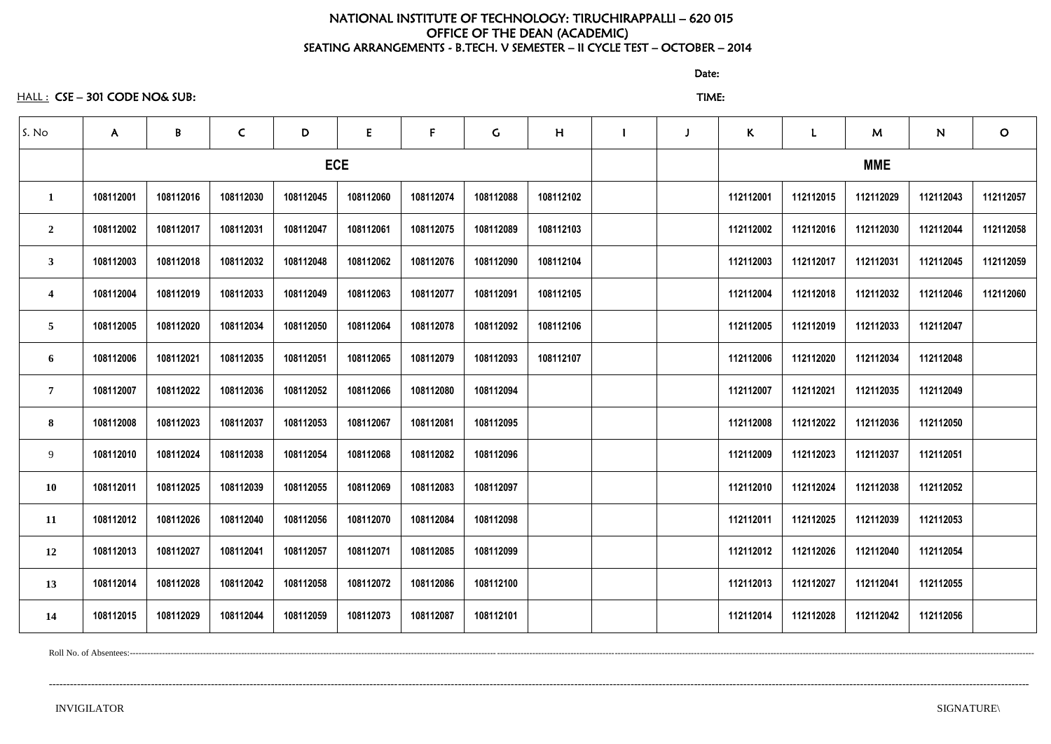NATIONAL INSTITUTE OF TECHNOLOGY: TIRUCHIRAPPALLI – 620 015
OFFICE OF THE DEAN (ACADEMIC)
SEATING ARRANGEMENTS - B.TECH. V SEMESTER – II CYCLE TEST – OCTOBER – 2014

Date:

HALL : CSE – 301 CODE NO& SUB: TIME:

| S. No | A | B | C | D | E | F | G | H | I | J | K | L | M | N | O |
|---|---|---|---|---|---|---|---|---|---|---|---|---|---|---|---|
| | ECE | | | | | | | | | | MME | | | | |
| 1 | 108112001 | 108112016 | 108112030 | 108112045 | 108112060 | 108112074 | 108112088 | 108112102 | | | 112112001 | 112112015 | 112112029 | 112112043 | 112112057 |
| 2 | 108112002 | 108112017 | 108112031 | 108112047 | 108112061 | 108112075 | 108112089 | 108112103 | | | 112112002 | 112112016 | 112112030 | 112112044 | 112112058 |
| 3 | 108112003 | 108112018 | 108112032 | 108112048 | 108112062 | 108112076 | 108112090 | 108112104 | | | 112112003 | 112112017 | 112112031 | 112112045 | 112112059 |
| 4 | 108112004 | 108112019 | 108112033 | 108112049 | 108112063 | 108112077 | 108112091 | 108112105 | | | 112112004 | 112112018 | 112112032 | 112112046 | 112112060 |
| 5 | 108112005 | 108112020 | 108112034 | 108112050 | 108112064 | 108112078 | 108112092 | 108112106 | | | 112112005 | 112112019 | 112112033 | 112112047 | |
| 6 | 108112006 | 108112021 | 108112035 | 108112051 | 108112065 | 108112079 | 108112093 | 108112107 | | | 112112006 | 112112020 | 112112034 | 112112048 | |
| 7 | 108112007 | 108112022 | 108112036 | 108112052 | 108112066 | 108112080 | 108112094 | | | | 112112007 | 112112021 | 112112035 | 112112049 | |
| 8 | 108112008 | 108112023 | 108112037 | 108112053 | 108112067 | 108112081 | 108112095 | | | | 112112008 | 112112022 | 112112036 | 112112050 | |
| 9 | 108112010 | 108112024 | 108112038 | 108112054 | 108112068 | 108112082 | 108112096 | | | | 112112009 | 112112023 | 112112037 | 112112051 | |
| 10 | 108112011 | 108112025 | 108112039 | 108112055 | 108112069 | 108112083 | 108112097 | | | | 112112010 | 112112024 | 112112038 | 112112052 | |
| 11 | 108112012 | 108112026 | 108112040 | 108112056 | 108112070 | 108112084 | 108112098 | | | | 112112011 | 112112025 | 112112039 | 112112053 | |
| 12 | 108112013 | 108112027 | 108112041 | 108112057 | 108112071 | 108112085 | 108112099 | | | | 112112012 | 112112026 | 112112040 | 112112054 | |
| 13 | 108112014 | 108112028 | 108112042 | 108112058 | 108112072 | 108112086 | 108112100 | | | | 112112013 | 112112027 | 112112041 | 112112055 | |
| 14 | 108112015 | 108112029 | 108112044 | 108112059 | 108112073 | 108112087 | 108112101 | | | | 112112014 | 112112028 | 112112042 | 112112056 | |

Roll No. of Absentees:----------------------------------------------------------------------------------------------------------------------------------------------------

----------------------------------------------------------------------------------------------------------------------------------------------------

INVIGILATOR SIGNATURE\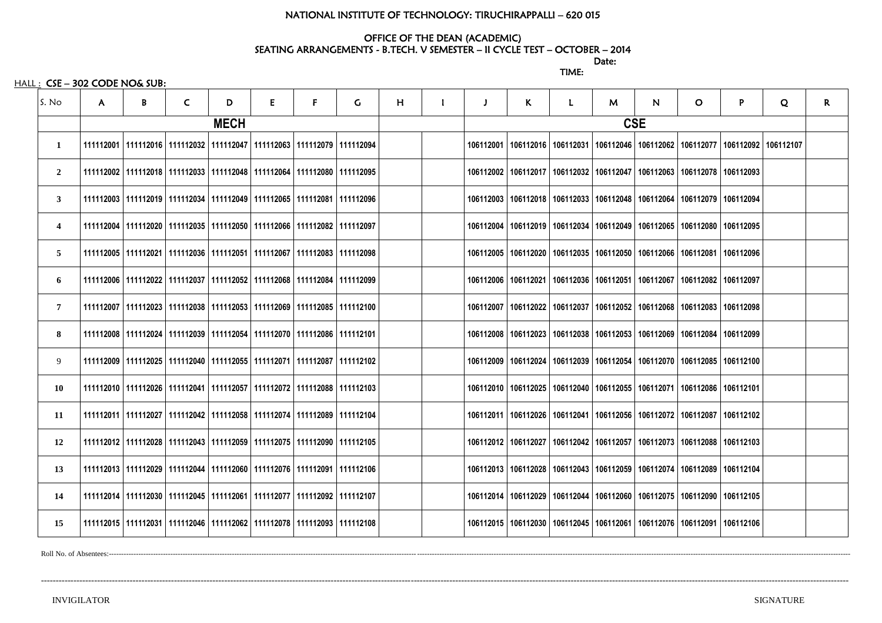NATIONAL INSTITUTE OF TECHNOLOGY: TIRUCHIRAPPALLI – 620 015

OFFICE OF THE DEAN (ACADEMIC)

SEATING ARRANGEMENTS - B.TECH. V SEMESTER – II CYCLE TEST – OCTOBER – 2014

Date:

TIME:

HALL : CSE – 302 CODE NO& SUB:

| S. No | A | B | C | D | E | F | G | H | I | J | K | L | M | N | O | P | Q | R |
|---|---|---|---|---|---|---|---|---|---|---|---|---|---|---|---|---|---|---|
| | MECH | | | | | | | | | CSE | | | | | | | | |
| 1 | 111112001 | 111112016 | 111112032 | 111112047 | 111112063 | 111112079 | 111112094 | | | 106112001 | 106112016 | 106112031 | 106112046 | 106112062 | 106112077 | 106112092 | 106112107 | |
| 2 | 111112002 | 111112018 | 111112033 | 111112048 | 111112064 | 111112080 | 111112095 | | | 106112002 | 106112017 | 106112032 | 106112047 | 106112063 | 106112078 | 106112093 | | |
| 3 | 111112003 | 111112019 | 111112034 | 111112049 | 111112065 | 111112081 | 111112096 | | | 106112003 | 106112018 | 106112033 | 106112048 | 106112064 | 106112079 | 106112094 | | |
| 4 | 111112004 | 111112020 | 111112035 | 111112050 | 111112066 | 111112082 | 111112097 | | | 106112004 | 106112019 | 106112034 | 106112049 | 106112065 | 106112080 | 106112095 | | |
| 5 | 111112005 | 111112021 | 111112036 | 111112051 | 111112067 | 111112083 | 111112098 | | | 106112005 | 106112020 | 106112035 | 106112050 | 106112066 | 106112081 | 106112096 | | |
| 6 | 111112006 | 111112022 | 111112037 | 111112052 | 111112068 | 111112084 | 111112099 | | | 106112006 | 106112021 | 106112036 | 106112051 | 106112067 | 106112082 | 106112097 | | |
| 7 | 111112007 | 111112023 | 111112038 | 111112053 | 111112069 | 111112085 | 111112100 | | | 106112007 | 106112022 | 106112037 | 106112052 | 106112068 | 106112083 | 106112098 | | |
| 8 | 111112008 | 111112024 | 111112039 | 111112054 | 111112070 | 111112086 | 111112101 | | | 106112008 | 106112023 | 106112038 | 106112053 | 106112069 | 106112084 | 106112099 | | |
| 9 | 111112009 | 111112025 | 111112040 | 111112055 | 111112071 | 111112087 | 111112102 | | | 106112009 | 106112024 | 106112039 | 106112054 | 106112070 | 106112085 | 106112100 | | |
| 10 | 111112010 | 111112026 | 111112041 | 111112057 | 111112072 | 111112088 | 111112103 | | | 106112010 | 106112025 | 106112040 | 106112055 | 106112071 | 106112086 | 106112101 | | |
| 11 | 111112011 | 111112027 | 111112042 | 111112058 | 111112074 | 111112089 | 111112104 | | | 106112011 | 106112026 | 106112041 | 106112056 | 106112072 | 106112087 | 106112102 | | |
| 12 | 111112012 | 111112028 | 111112043 | 111112059 | 111112075 | 111112090 | 111112105 | | | 106112012 | 106112027 | 106112042 | 106112057 | 106112073 | 106112088 | 106112103 | | |
| 13 | 111112013 | 111112029 | 111112044 | 111112060 | 111112076 | 111112091 | 111112106 | | | 106112013 | 106112028 | 106112043 | 106112059 | 106112074 | 106112089 | 106112104 | | |
| 14 | 111112014 | 111112030 | 111112045 | 111112061 | 111112077 | 111112092 | 111112107 | | | 106112014 | 106112029 | 106112044 | 106112060 | 106112075 | 106112090 | 106112105 | | |
| 15 | 111112015 | 111112031 | 111112046 | 111112062 | 111112078 | 111112093 | 111112108 | | | 106112015 | 106112030 | 106112045 | 106112061 | 106112076 | 106112091 | 106112106 | | |

Roll No. of Absentees:------------------------------------------------------------------------------------------------------------------------------------------------------------------------------------------

------------------------------------------------------------------------------------------------------------------------------------------------------------------------------------------

INVIGILATOR SIGNATURE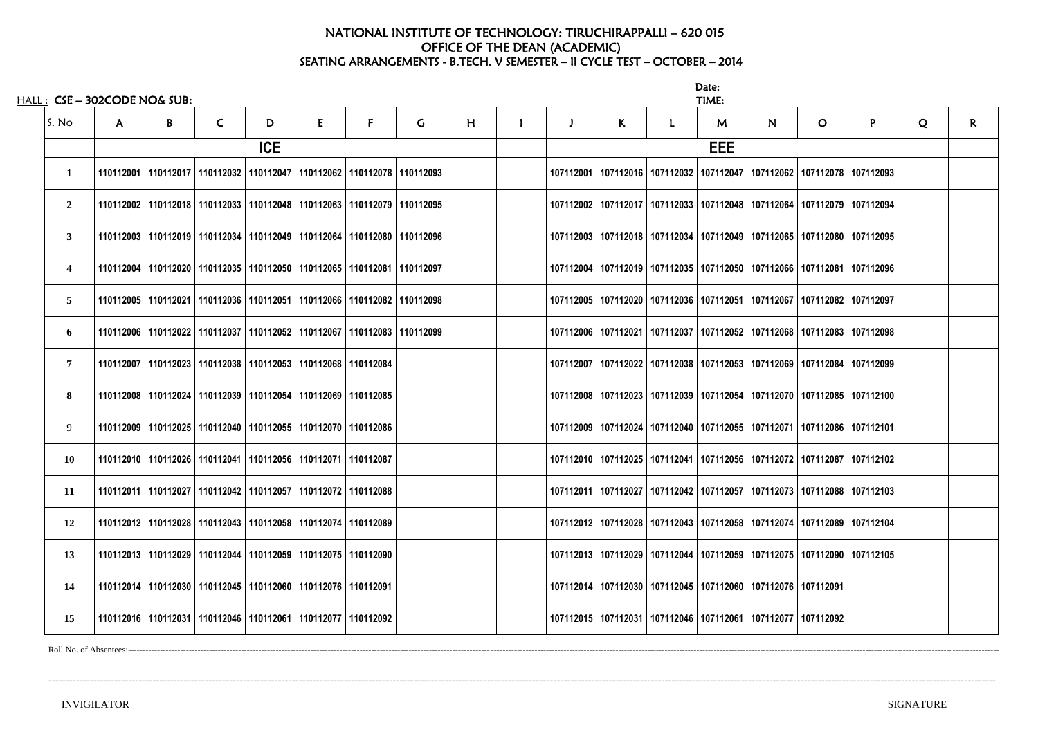# NATIONAL INSTITUTE OF TECHNOLOGY: TIRUCHIRAPPALLI – 620 015
## OFFICE OF THE DEAN (ACADEMIC)
### SEATING ARRANGEMENTS - B.TECH. V SEMESTER – II CYCLE TEST – OCTOBER – 2014

HALL : **CSE – 302CODE NO& SUB:** Date:
TIME:

| S. No | A | B | C | D | E | F | G | H | I | J | K | L | M | N | O | P | Q | R |
|---|---|---|---|---|---|---|---|---|---|---|---|---|---|---|---|---|---|---|
| | ICE | | | | | | | | | EEE | | | | | | | | |
| 1 | 110112001 | 110112017 | 110112032 | 110112047 | 110112062 | 110112078 | 110112093 | | | 107112001 | 107112016 | 107112032 | 107112047 | 107112062 | 107112078 | 107112093 | | |
| 2 | 110112002 | 110112018 | 110112033 | 110112048 | 110112063 | 110112079 | 110112095 | | | 107112002 | 107112017 | 107112033 | 107112048 | 107112064 | 107112079 | 107112094 | | |
| 3 | 110112003 | 110112019 | 110112034 | 110112049 | 110112064 | 110112080 | 110112096 | | | 107112003 | 107112018 | 107112034 | 107112049 | 107112065 | 107112080 | 107112095 | | |
| 4 | 110112004 | 110112020 | 110112035 | 110112050 | 110112065 | 110112081 | 110112097 | | | 107112004 | 107112019 | 107112035 | 107112050 | 107112066 | 107112081 | 107112096 | | |
| 5 | 110112005 | 110112021 | 110112036 | 110112051 | 110112066 | 110112082 | 110112098 | | | 107112005 | 107112020 | 107112036 | 107112051 | 107112067 | 107112082 | 107112097 | | |
| 6 | 110112006 | 110112022 | 110112037 | 110112052 | 110112067 | 110112083 | 110112099 | | | 107112006 | 107112021 | 107112037 | 107112052 | 107112068 | 107112083 | 107112098 | | |
| 7 | 110112007 | 110112023 | 110112038 | 110112053 | 110112068 | 110112084 | | | | 107112007 | 107112022 | 107112038 | 107112053 | 107112069 | 107112084 | 107112099 | | |
| 8 | 110112008 | 110112024 | 110112039 | 110112054 | 110112069 | 110112085 | | | | 107112008 | 107112023 | 107112039 | 107112054 | 107112070 | 107112085 | 107112100 | | |
| 9 | 110112009 | 110112025 | 110112040 | 110112055 | 110112070 | 110112086 | | | | 107112009 | 107112024 | 107112040 | 107112055 | 107112071 | 107112086 | 107112101 | | |
| 10 | 110112010 | 110112026 | 110112041 | 110112056 | 110112071 | 110112087 | | | | 107112010 | 107112025 | 107112041 | 107112056 | 107112072 | 107112087 | 107112102 | | |
| 11 | 110112011 | 110112027 | 110112042 | 110112057 | 110112072 | 110112088 | | | | 107112011 | 107112027 | 107112042 | 107112057 | 107112073 | 107112088 | 107112103 | | |
| 12 | 110112012 | 110112028 | 110112043 | 110112058 | 110112074 | 110112089 | | | | 107112012 | 107112028 | 107112043 | 107112058 | 107112074 | 107112089 | 107112104 | | |
| 13 | 110112013 | 110112029 | 110112044 | 110112059 | 110112075 | 110112090 | | | | 107112013 | 107112029 | 107112044 | 107112059 | 107112075 | 107112090 | 107112105 | | |
| 14 | 110112014 | 110112030 | 110112045 | 110112060 | 110112076 | 110112091 | | | | 107112014 | 107112030 | 107112045 | 107112060 | 107112076 | 107112091 | | | |
| 15 | 110112016 | 110112031 | 110112046 | 110112061 | 110112077 | 110112092 | | | | 107112015 | 107112031 | 107112046 | 107112061 | 107112077 | 107112092 | | | |

Roll No. of Absentees:------------------------------------------------------------------------------------------------

INVIGILATOR SIGNATURE